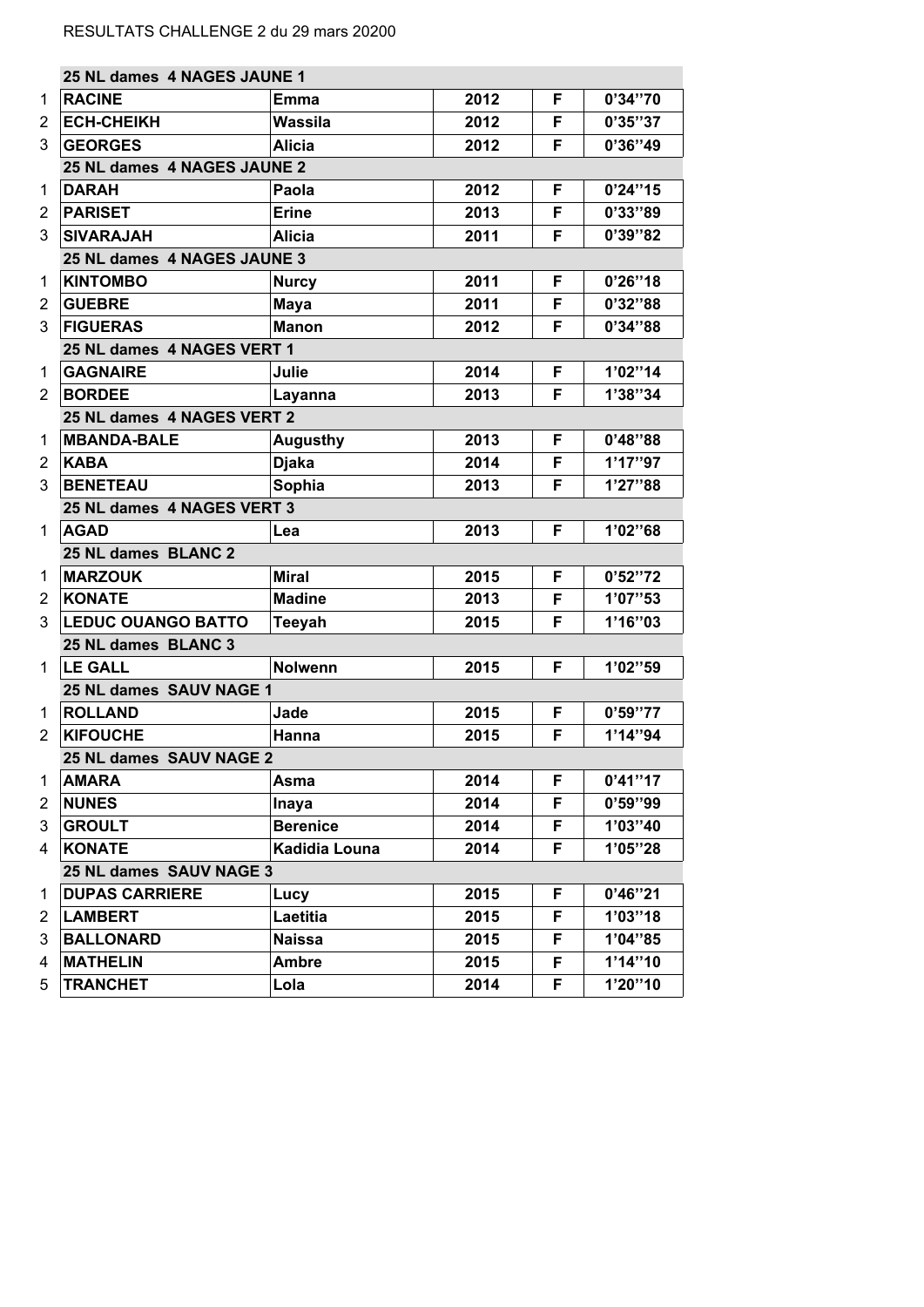RESULTATS CHALLENGE 2 du 29 mars 20200

| | 25 NL dames 4 NAGES JAUNE 1 | | | | |
|---|---|---|---|---|---|
| 1 | **RACINE** | **Emma** | **2012** | **F** | **0'34''70** |
| 2 | **ECH-CHEIKH** | **Wassila** | **2012** | **F** | **0'35''37** |
| 3 | **GEORGES** | **Alicia** | **2012** | **F** | **0'36''49** |
| | **25 NL dames 4 NAGES JAUNE 2** | | | | |
| 1 | **DARAH** | **Paola** | **2012** | **F** | **0'24''15** |
| 2 | **PARISET** | **Erine** | **2013** | **F** | **0'33''89** |
| 3 | **SIVARAJAH** | **Alicia** | **2011** | **F** | **0'39''82** |
| | **25 NL dames 4 NAGES JAUNE 3** | | | | |
| 1 | **KINTOMBO** | **Nurcy** | **2011** | **F** | **0'26''18** |
| 2 | **GUEBRE** | **Maya** | **2011** | **F** | **0'32''88** |
| 3 | **FIGUERAS** | **Manon** | **2012** | **F** | **0'34''88** |
| | **25 NL dames 4 NAGES VERT 1** | | | | |
| 1 | **GAGNAIRE** | **Julie** | **2014** | **F** | **1'02''14** |
| 2 | **BORDEE** | **Layanna** | **2013** | **F** | **1'38''34** |
| | **25 NL dames 4 NAGES VERT 2** | | | | |
| 1 | **MBANDA-BALE** | **Augusthy** | **2013** | **F** | **0'48''88** |
| 2 | **KABA** | **Djaka** | **2014** | **F** | **1'17''97** |
| 3 | **BENETEAU** | **Sophia** | **2013** | **F** | **1'27''88** |
| | **25 NL dames 4 NAGES VERT 3** | | | | |
| 1 | **AGAD** | **Lea** | **2013** | **F** | **1'02''68** |
| | **25 NL dames BLANC 2** | | | | |
| 1 | **MARZOUK** | **Miral** | **2015** | **F** | **0'52''72** |
| 2 | **KONATE** | **Madine** | **2013** | **F** | **1'07''53** |
| 3 | **LEDUC OUANGO BATTO** | **Teeyah** | **2015** | **F** | **1'16''03** |
| | **25 NL dames BLANC 3** | | | | |
| 1 | **LE GALL** | **Nolwenn** | **2015** | **F** | **1'02''59** |
| | **25 NL dames SAUV NAGE 1** | | | | |
| 1 | **ROLLAND** | **Jade** | **2015** | **F** | **0'59''77** |
| 2 | **KIFOUCHE** | **Hanna** | **2015** | **F** | **1'14''94** |
| | **25 NL dames SAUV NAGE 2** | | | | |
| 1 | **AMARA** | **Asma** | **2014** | **F** | **0'41''17** |
| 2 | **NUNES** | **Inaya** | **2014** | **F** | **0'59''99** |
| 3 | **GROULT** | **Berenice** | **2014** | **F** | **1'03''40** |
| 4 | **KONATE** | **Kadidia Louna** | **2014** | **F** | **1'05''28** |
| | **25 NL dames SAUV NAGE 3** | | | | |
| 1 | **DUPAS CARRIERE** | **Lucy** | **2015** | **F** | **0'46''21** |
| 2 | **LAMBERT** | **Laetitia** | **2015** | **F** | **1'03''18** |
| 3 | **BALLONARD** | **Naissa** | **2015** | **F** | **1'04''85** |
| 4 | **MATHELIN** | **Ambre** | **2015** | **F** | **1'14''10** |
| 5 | **TRANCHET** | **Lola** | **2014** | **F** | **1'20''10** |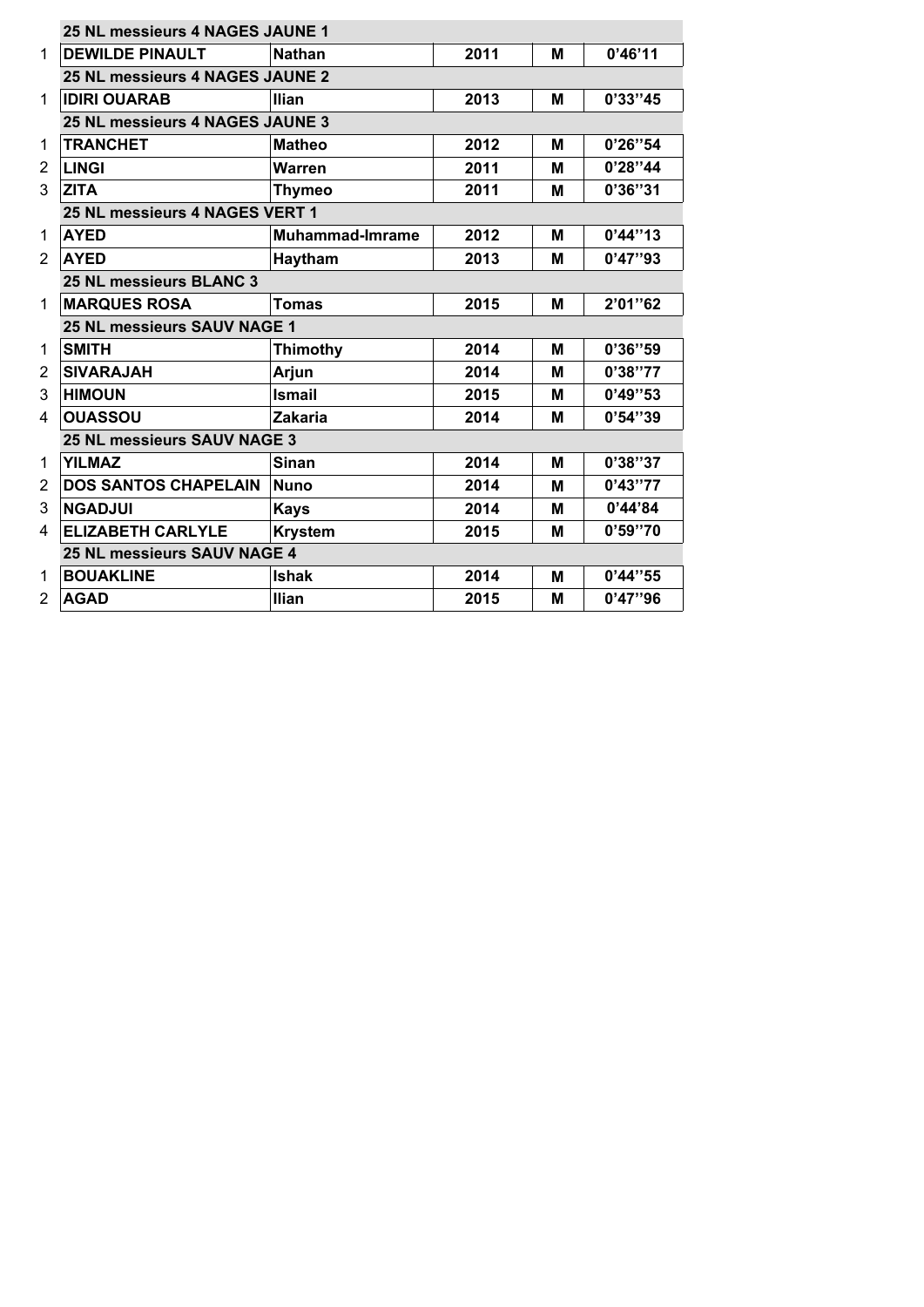| | 25 NL messieurs 4 NAGES JAUNE 1 | | | | |
|---|---|---|---|---|---|
| 1 | DEWILDE PINAULT | Nathan | 2011 | M | 0'46'11 |
| | **25 NL messieurs 4 NAGES JAUNE 2** | | | | |
| 1 | IDIRI OUARAB | Ilian | 2013 | M | 0'33''45 |
| | **25 NL messieurs 4 NAGES JAUNE 3** | | | | |
| 1 | TRANCHET | Matheo | 2012 | M | 0'26''54 |
| 2 | LINGI | Warren | 2011 | M | 0'28''44 |
| 3 | ZITA | Thymeo | 2011 | M | 0'36''31 |
| | **25 NL messieurs 4 NAGES VERT 1** | | | | |
| 1 | AYED | Muhammad-Imrame | 2012 | M | 0'44''13 |
| 2 | AYED | Haytham | 2013 | M | 0'47''93 |
| | **25 NL messieurs BLANC 3** | | | | |
| 1 | MARQUES ROSA | Tomas | 2015 | M | 2'01''62 |
| | **25 NL messieurs SAUV NAGE 1** | | | | |
| 1 | SMITH | Thimothy | 2014 | M | 0'36''59 |
| 2 | SIVARAJAH | Arjun | 2014 | M | 0'38''77 |
| 3 | HIMOUN | Ismail | 2015 | M | 0'49''53 |
| 4 | OUASSOU | Zakaria | 2014 | M | 0'54''39 |
| | **25 NL messieurs SAUV NAGE 3** | | | | |
| 1 | YILMAZ | Sinan | 2014 | M | 0'38''37 |
| 2 | DOS SANTOS CHAPELAIN | Nuno | 2014 | M | 0'43''77 |
| 3 | NGADJUI | Kays | 2014 | M | 0'44'84 |
| 4 | ELIZABETH CARLYLE | Krystem | 2015 | M | 0'59''70 |
| | **25 NL messieurs SAUV NAGE 4** | | | | |
| 1 | BOUAKLINE | Ishak | 2014 | M | 0'44''55 |
| 2 | AGAD | Ilian | 2015 | M | 0'47''96 |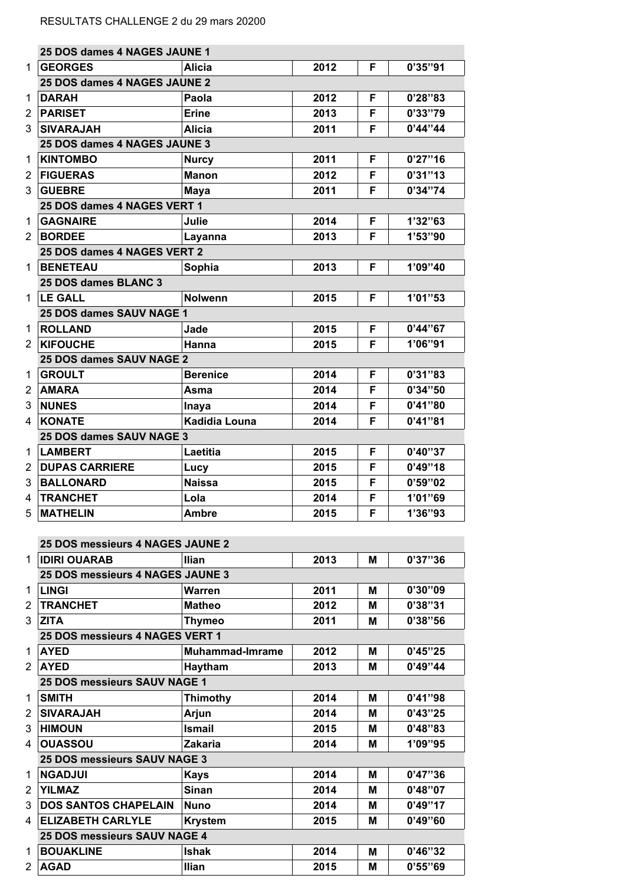RESULTATS CHALLENGE 2 du 29 mars 20200

| | 25 DOS dames 4 NAGES JAUNE 1 | | | | |
|---|---|---|---|---|---|
| 1 | GEORGES | Alicia | 2012 | F | 0'35''91 |
| | **25 DOS dames 4 NAGES JAUNE 2** | | | | |
| 1 | DARAH | Paola | 2012 | F | 0'28''83 |
| 2 | PARISET | Erine | 2013 | F | 0'33''79 |
| 3 | SIVARAJAH | Alicia | 2011 | F | 0'44''44 |
| | **25 DOS dames 4 NAGES JAUNE 3** | | | | |
| 1 | KINTOMBO | Nurcy | 2011 | F | 0'27''16 |
| 2 | FIGUERAS | Manon | 2012 | F | 0'31''13 |
| 3 | GUEBRE | Maya | 2011 | F | 0'34''74 |
| | **25 DOS dames 4 NAGES VERT 1** | | | | |
| 1 | GAGNAIRE | Julie | 2014 | F | 1'32''63 |
| 2 | BORDEE | Layanna | 2013 | F | 1'53''90 |
| | **25 DOS dames 4 NAGES VERT 2** | | | | |
| 1 | BENETEAU | Sophia | 2013 | F | 1'09''40 |
| | **25 DOS dames BLANC 3** | | | | |
| 1 | LE GALL | Nolwenn | 2015 | F | 1'01''53 |
| | **25 DOS dames SAUV NAGE 1** | | | | |
| 1 | ROLLAND | Jade | 2015 | F | 0'44''67 |
| 2 | KIFOUCHE | Hanna | 2015 | F | 1'06''91 |
| | **25 DOS dames SAUV NAGE 2** | | | | |
| 1 | GROULT | Berenice | 2014 | F | 0'31''83 |
| 2 | AMARA | Asma | 2014 | F | 0'34''50 |
| 3 | NUNES | Inaya | 2014 | F | 0'41''80 |
| 4 | KONATE | Kadidia Louna | 2014 | F | 0'41''81 |
| | **25 DOS dames SAUV NAGE 3** | | | | |
| 1 | LAMBERT | Laetitia | 2015 | F | 0'40''37 |
| 2 | DUPAS CARRIERE | Lucy | 2015 | F | 0'49''18 |
| 3 | BALLONARD | Naissa | 2015 | F | 0'59''02 |
| 4 | TRANCHET | Lola | 2014 | F | 1'01''69 |
| 5 | MATHELIN | Ambre | 2015 | F | 1'36''93 |

| | 25 DOS messieurs 4 NAGES JAUNE 2 | | | | |
|---|---|---|---|---|---|
| 1 | IDIRI OUARAB | Ilian | 2013 | M | 0'37''36 |
| | **25 DOS messieurs 4 NAGES JAUNE 3** | | | | |
| 1 | LINGI | Warren | 2011 | M | 0'30''09 |
| 2 | TRANCHET | Matheo | 2012 | M | 0'38''31 |
| 3 | ZITA | Thymeo | 2011 | M | 0'38''56 |
| | **25 DOS messieurs 4 NAGES VERT 1** | | | | |
| 1 | AYED | Muhammad-Imrame | 2012 | M | 0'45''25 |
| 2 | AYED | Haytham | 2013 | M | 0'49''44 |
| | **25 DOS messieurs SAUV NAGE 1** | | | | |
| 1 | SMITH | Thimothy | 2014 | M | 0'41''98 |
| 2 | SIVARAJAH | Arjun | 2014 | M | 0'43''25 |
| 3 | HIMOUN | Ismail | 2015 | M | 0'48''83 |
| 4 | OUASSOU | Zakaria | 2014 | M | 1'09''95 |
| | **25 DOS messieurs SAUV NAGE 3** | | | | |
| 1 | NGADJUI | Kays | 2014 | M | 0'47''36 |
| 2 | YILMAZ | Sinan | 2014 | M | 0'48''07 |
| 3 | DOS SANTOS CHAPELAIN | Nuno | 2014 | M | 0'49''17 |
| 4 | ELIZABETH CARLYLE | Krystem | 2015 | M | 0'49''60 |
| | **25 DOS messieurs SAUV NAGE 4** | | | | |
| 1 | BOUAKLINE | Ishak | 2014 | M | 0'46''32 |
| 2 | AGAD | Ilian | 2015 | M | 0'55''69 |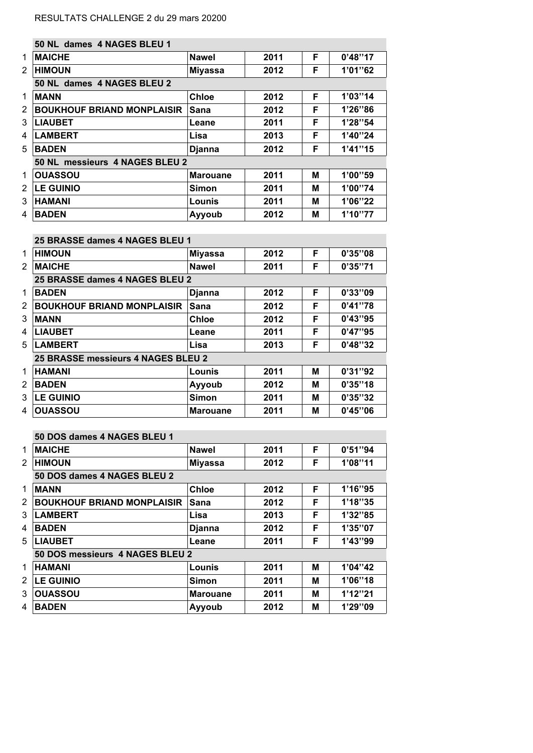RESULTATS CHALLENGE 2 du 29 mars 20200

| | | | | | |
|---|---|---|---|---|---|
| | **50 NL dames 4 NAGES BLEU 1** | | | | |
| 1 | **MAICHE** | **Nawel** | **2011** | **F** | **0'48''17** |
| 2 | **HIMOUN** | **Miyassa** | **2012** | **F** | **1'01''62** |
| | **50 NL dames 4 NAGES BLEU 2** | | | | |
| 1 | **MANN** | **Chloe** | **2012** | **F** | **1'03''14** |
| 2 | **BOUKHOUF BRIAND MONPLAISIR** | **Sana** | **2012** | **F** | **1'26''86** |
| 3 | **LIAUBET** | **Leane** | **2011** | **F** | **1'28''54** |
| 4 | **LAMBERT** | **Lisa** | **2013** | **F** | **1'40''24** |
| 5 | **BADEN** | **Djanna** | **2012** | **F** | **1'41''15** |
| | **50 NL messieurs 4 NAGES BLEU 2** | | | | |
| 1 | **OUASSOU** | **Marouane** | **2011** | **M** | **1'00''59** |
| 2 | **LE GUINIO** | **Simon** | **2011** | **M** | **1'00''74** |
| 3 | **HAMANI** | **Lounis** | **2011** | **M** | **1'06''22** |
| 4 | **BADEN** | **Ayyoub** | **2012** | **M** | **1'10''77** |

| | | | | | |
|---|---|---|---|---|---|
| | **25 BRASSE dames 4 NAGES BLEU 1** | | | | |
| 1 | **HIMOUN** | **Miyassa** | **2012** | **F** | **0'35''08** |
| 2 | **MAICHE** | **Nawel** | **2011** | **F** | **0'35''71** |
| | **25 BRASSE dames 4 NAGES BLEU 2** | | | | |
| 1 | **BADEN** | **Djanna** | **2012** | **F** | **0'33''09** |
| 2 | **BOUKHOUF BRIAND MONPLAISIR** | **Sana** | **2012** | **F** | **0'41''78** |
| 3 | **MANN** | **Chloe** | **2012** | **F** | **0'43''95** |
| 4 | **LIAUBET** | **Leane** | **2011** | **F** | **0'47''95** |
| 5 | **LAMBERT** | **Lisa** | **2013** | **F** | **0'48''32** |
| | **25 BRASSE messieurs 4 NAGES BLEU 2** | | | | |
| 1 | **HAMANI** | **Lounis** | **2011** | **M** | **0'31''92** |
| 2 | **BADEN** | **Ayyoub** | **2012** | **M** | **0'35''18** |
| 3 | **LE GUINIO** | **Simon** | **2011** | **M** | **0'35''32** |
| 4 | **OUASSOU** | **Marouane** | **2011** | **M** | **0'45''06** |

| | | | | | |
|---|---|---|---|---|---|
| | **50 DOS dames 4 NAGES BLEU 1** | | | | |
| 1 | **MAICHE** | **Nawel** | **2011** | **F** | **0'51''94** |
| 2 | **HIMOUN** | **Miyassa** | **2012** | **F** | **1'08''11** |
| | **50 DOS dames 4 NAGES BLEU 2** | | | | |
| 1 | **MANN** | **Chloe** | **2012** | **F** | **1'16''95** |
| 2 | **BOUKHOUF BRIAND MONPLAISIR** | **Sana** | **2012** | **F** | **1'18''35** |
| 3 | **LAMBERT** | **Lisa** | **2013** | **F** | **1'32''85** |
| 4 | **BADEN** | **Djanna** | **2012** | **F** | **1'35''07** |
| 5 | **LIAUBET** | **Leane** | **2011** | **F** | **1'43''99** |
| | **50 DOS messieurs 4 NAGES BLEU 2** | | | | |
| 1 | **HAMANI** | **Lounis** | **2011** | **M** | **1'04''42** |
| 2 | **LE GUINIO** | **Simon** | **2011** | **M** | **1'06''18** |
| 3 | **OUASSOU** | **Marouane** | **2011** | **M** | **1'12''21** |
| 4 | **BADEN** | **Ayyoub** | **2012** | **M** | **1'29''09** |